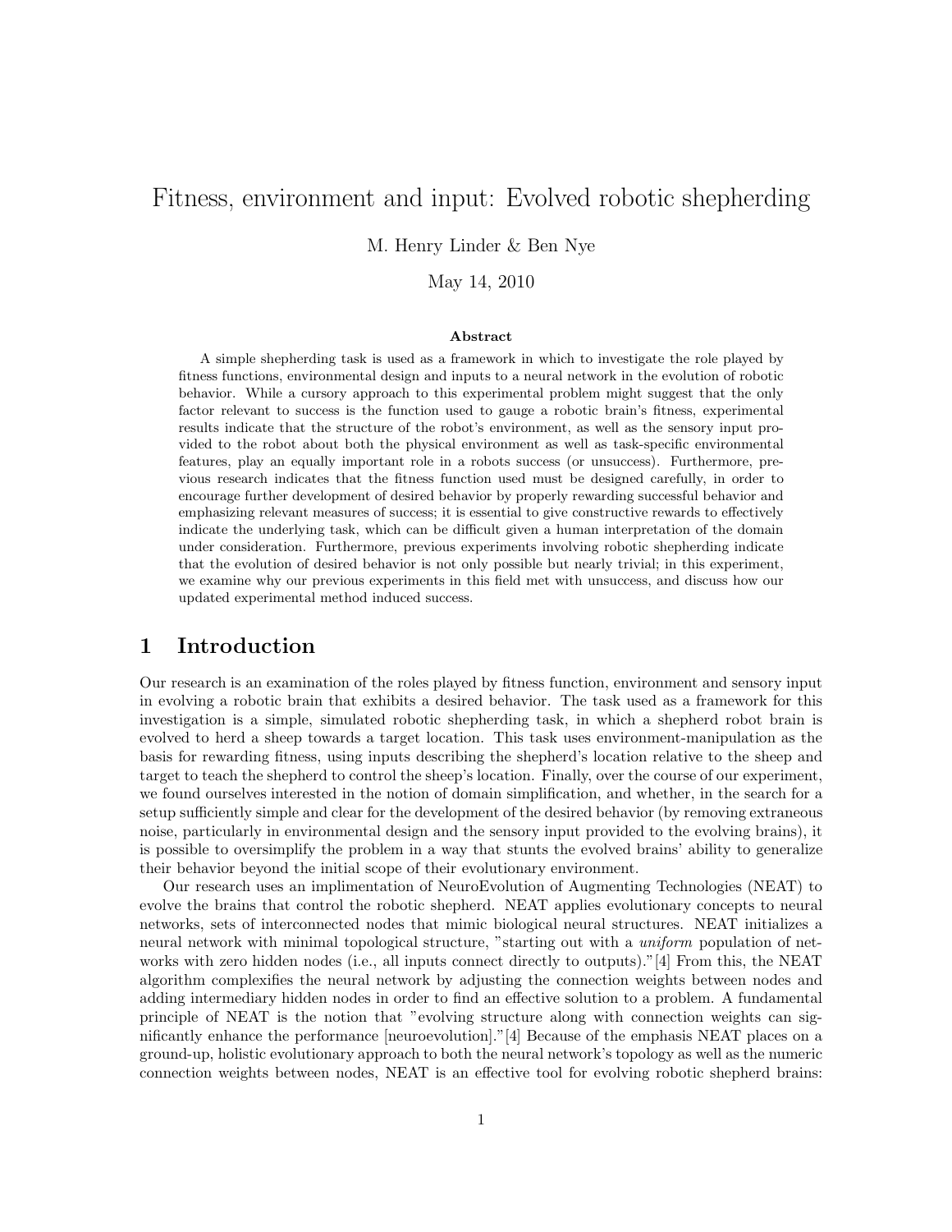# Fitness, environment and input: Evolved robotic shepherding

M. Henry Linder & Ben Nye

May 14, 2010

### Abstract

A simple shepherding task is used as a framework in which to investigate the role played by fitness functions, environmental design and inputs to a neural network in the evolution of robotic behavior. While a cursory approach to this experimental problem might suggest that the only factor relevant to success is the function used to gauge a robotic brain's fitness, experimental results indicate that the structure of the robot's environment, as well as the sensory input provided to the robot about both the physical environment as well as task-specific environmental features, play an equally important role in a robots success (or unsuccess). Furthermore, previous research indicates that the fitness function used must be designed carefully, in order to encourage further development of desired behavior by properly rewarding successful behavior and emphasizing relevant measures of success; it is essential to give constructive rewards to effectively indicate the underlying task, which can be difficult given a human interpretation of the domain under consideration. Furthermore, previous experiments involving robotic shepherding indicate that the evolution of desired behavior is not only possible but nearly trivial; in this experiment, we examine why our previous experiments in this field met with unsuccess, and discuss how our updated experimental method induced success.

## 1 Introduction

Our research is an examination of the roles played by fitness function, environment and sensory input in evolving a robotic brain that exhibits a desired behavior. The task used as a framework for this investigation is a simple, simulated robotic shepherding task, in which a shepherd robot brain is evolved to herd a sheep towards a target location. This task uses environment-manipulation as the basis for rewarding fitness, using inputs describing the shepherd's location relative to the sheep and target to teach the shepherd to control the sheep's location. Finally, over the course of our experiment, we found ourselves interested in the notion of domain simplification, and whether, in the search for a setup sufficiently simple and clear for the development of the desired behavior (by removing extraneous noise, particularly in environmental design and the sensory input provided to the evolving brains), it is possible to oversimplify the problem in a way that stunts the evolved brains' ability to generalize their behavior beyond the initial scope of their evolutionary environment.

Our research uses an implimentation of NeuroEvolution of Augmenting Technologies (NEAT) to evolve the brains that control the robotic shepherd. NEAT applies evolutionary concepts to neural networks, sets of interconnected nodes that mimic biological neural structures. NEAT initializes a neural network with minimal topological structure, "starting out with a *uniform* population of networks with zero hidden nodes (i.e., all inputs connect directly to outputs)."[4] From this, the NEAT algorithm complexifies the neural network by adjusting the connection weights between nodes and adding intermediary hidden nodes in order to find an effective solution to a problem. A fundamental principle of NEAT is the notion that "evolving structure along with connection weights can significantly enhance the performance [neuroevolution]."[4] Because of the emphasis NEAT places on a ground-up, holistic evolutionary approach to both the neural network's topology as well as the numeric connection weights between nodes, NEAT is an effective tool for evolving robotic shepherd brains: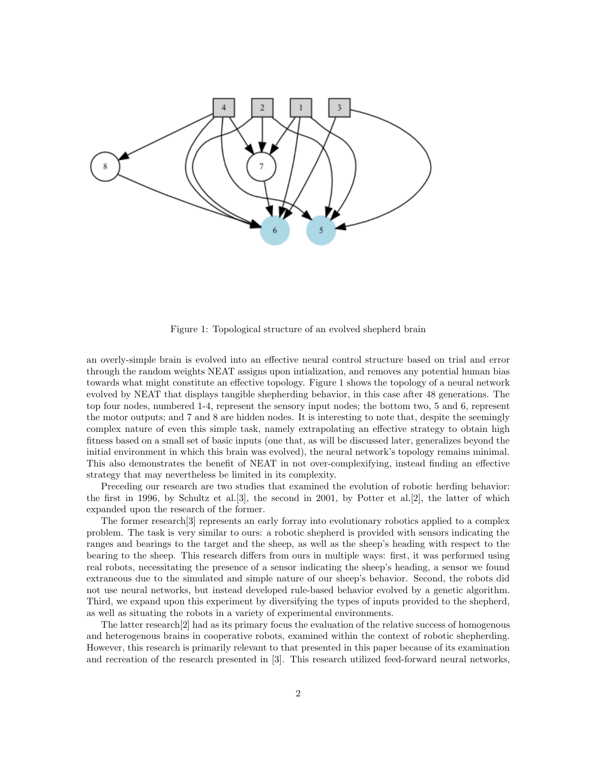Figure 1: Topological structure of an evolved shepherd brain

an overly-simple brain is evolved into an effective neural control structure based on trial and error through the random weights NEAT assigns upon intialization, and removes any potential human bias towards what might constitute an effective topology. Figure 1 shows the topology of a neural network evolved by NEAT that displays tangible shepherding behavior, in this case after 48 generations. The top four nodes, numbered 1-4, represent the sensory input nodes; the bottom two, 5 and 6, represent the motor outputs; and 7 and 8 are hidden nodes. It is interesting to note that, despite the seemingly complex nature of even this simple task, namely extrapolating an effective strategy to obtain high fitness based on a small set of basic inputs (one that, as will be discussed later, generalizes beyond the initial environment in which this brain was evolved), the neural network's topology remains minimal. This also demonstrates the benefit of NEAT in not over-complexifying, instead finding an effective strategy that may nevertheless be limited in its complexity.

Preceding our research are two studies that examined the evolution of robotic herding behavior: the first in 1996, by Schultz et al.[3], the second in 2001, by Potter et al.[2], the latter of which expanded upon the research of the former.

The former research[3] represents an early forray into evolutionary robotics applied to a complex problem. The task is very similar to ours: a robotic shepherd is provided with sensors indicating the ranges and bearings to the target and the sheep, as well as the sheep's heading with respect to the bearing to the sheep. This research differs from ours in multiple ways: first, it was performed using real robots, necessitating the presence of a sensor indicating the sheep's heading, a sensor we found extraneous due to the simulated and simple nature of our sheep's behavior. Second, the robots did not use neural networks, but instead developed rule-based behavior evolved by a genetic algorithm. Third, we expand upon this experiment by diversifying the types of inputs provided to the shepherd, as well as situating the robots in a variety of experimental environments.

The latter research[2] had as its primary focus the evaluation of the relative success of homogenous and heterogenous brains in cooperative robots, examined within the context of robotic shepherding. However, this research is primarily relevant to that presented in this paper because of its examination and recreation of the research presented in [3]. This research utilized feed-forward neural networks,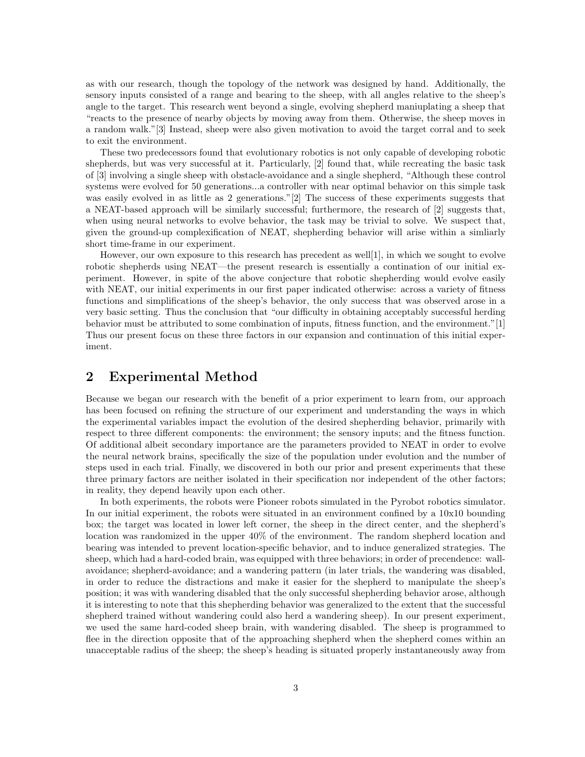as with our research, though the topology of the network was designed by hand. Additionally, the sensory inputs consisted of a range and bearing to the sheep, with all angles relative to the sheep's angle to the target. This research went beyond a single, evolving shepherd maniuplating a sheep that "reacts to the presence of nearby objects by moving away from them. Otherwise, the sheep moves in a random walk."[3] Instead, sheep were also given motivation to avoid the target corral and to seek to exit the environment.

These two predecessors found that evolutionary robotics is not only capable of developing robotic shepherds, but was very successful at it. Particularly, [2] found that, while recreating the basic task of [3] involving a single sheep with obstacle-avoidance and a single shepherd, "Although these control systems were evolved for 50 generations...a controller with near optimal behavior on this simple task was easily evolved in as little as 2 generations."[2] The success of these experiments suggests that a NEAT-based approach will be similarly successful; furthermore, the research of [2] suggests that, when using neural networks to evolve behavior, the task may be trivial to solve. We suspect that, given the ground-up complexification of NEAT, shepherding behavior will arise within a simliarly short time-frame in our experiment.

However, our own exposure to this research has precedent as well[1], in which we sought to evolve robotic shepherds using NEAT—the present research is essentially a contination of our initial experiment. However, in spite of the above conjecture that robotic shepherding would evolve easily with NEAT, our initial experiments in our first paper indicated otherwise: across a variety of fitness functions and simplifications of the sheep's behavior, the only success that was observed arose in a very basic setting. Thus the conclusion that "our difficulty in obtaining acceptably successful herding behavior must be attributed to some combination of inputs, fitness function, and the environment."[1] Thus our present focus on these three factors in our expansion and continuation of this initial experiment.

## 2 Experimental Method

Because we began our research with the benefit of a prior experiment to learn from, our approach has been focused on refining the structure of our experiment and understanding the ways in which the experimental variables impact the evolution of the desired shepherding behavior, primarily with respect to three different components: the environment; the sensory inputs; and the fitness function. Of additional albeit secondary importance are the parameters provided to NEAT in order to evolve the neural network brains, specifically the size of the population under evolution and the number of steps used in each trial. Finally, we discovered in both our prior and present experiments that these three primary factors are neither isolated in their specification nor independent of the other factors; in reality, they depend heavily upon each other.

In both experiments, the robots were Pioneer robots simulated in the Pyrobot robotics simulator. In our initial experiment, the robots were situated in an environment confined by a 10x10 bounding box; the target was located in lower left corner, the sheep in the direct center, and the shepherd's location was randomized in the upper 40% of the environment. The random shepherd location and bearing was intended to prevent location-specific behavior, and to induce generalized strategies. The sheep, which had a hard-coded brain, was equipped with three behaviors; in order of precendence: wall-avoidance; shepherd-avoidance; and a wandering pattern (in later trials, the wandering was disabled, in order to reduce the distractions and make it easier for the shepherd to manipulate the sheep's position; it was with wandering disabled that the only successful shepherding behavior arose, although it is interesting to note that this shepherding behavior was generalized to the extent that the successful shepherd trained without wandering could also herd a wandering sheep). In our present experiment, we used the same hard-coded sheep brain, with wandering disabled. The sheep is programmed to flee in the direction opposite that of the approaching shepherd when the shepherd comes within an unacceptable radius of the sheep; the sheep's heading is situated properly instantaneously away from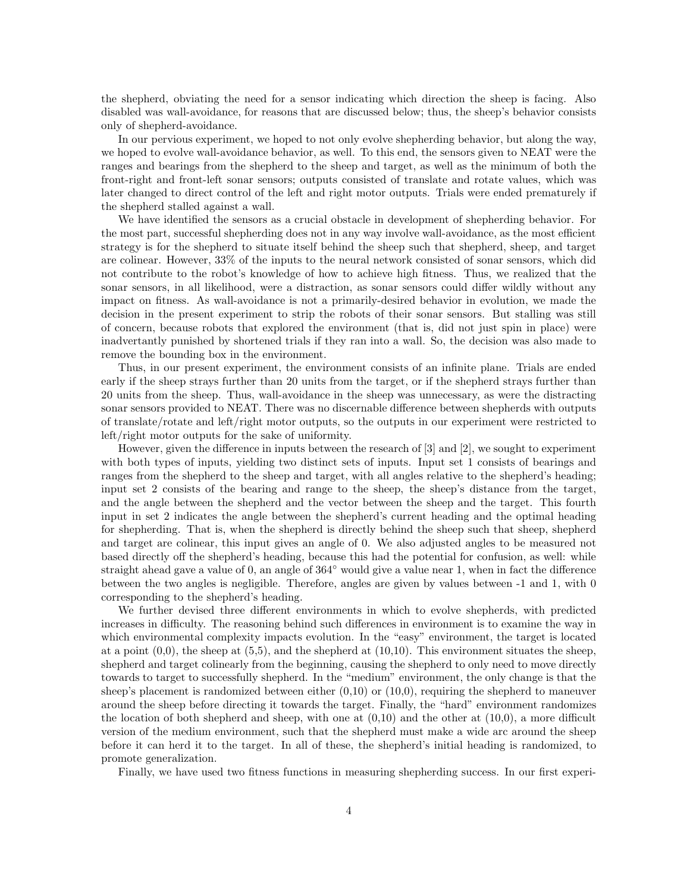the shepherd, obviating the need for a sensor indicating which direction the sheep is facing. Also disabled was wall-avoidance, for reasons that are discussed below; thus, the sheep's behavior consists only of shepherd-avoidance.

In our pervious experiment, we hoped to not only evolve shepherding behavior, but along the way, we hoped to evolve wall-avoidance behavior, as well. To this end, the sensors given to NEAT were the ranges and bearings from the shepherd to the sheep and target, as well as the minimum of both the front-right and front-left sonar sensors; outputs consisted of translate and rotate values, which was later changed to direct control of the left and right motor outputs. Trials were ended prematurely if the shepherd stalled against a wall.

We have identified the sensors as a crucial obstacle in development of shepherding behavior. For the most part, successful shepherding does not in any way involve wall-avoidance, as the most efficient strategy is for the shepherd to situate itself behind the sheep such that shepherd, sheep, and target are colinear. However, 33% of the inputs to the neural network consisted of sonar sensors, which did not contribute to the robot's knowledge of how to achieve high fitness. Thus, we realized that the sonar sensors, in all likelihood, were a distraction, as sonar sensors could differ wildly without any impact on fitness. As wall-avoidance is not a primarily-desired behavior in evolution, we made the decision in the present experiment to strip the robots of their sonar sensors. But stalling was still of concern, because robots that explored the environment (that is, did not just spin in place) were inadvertantly punished by shortened trials if they ran into a wall. So, the decision was also made to remove the bounding box in the environment.

Thus, in our present experiment, the environment consists of an infinite plane. Trials are ended early if the sheep strays further than 20 units from the target, or if the shepherd strays further than 20 units from the sheep. Thus, wall-avoidance in the sheep was unnecessary, as were the distracting sonar sensors provided to NEAT. There was no discernable difference between shepherds with outputs of translate/rotate and left/right motor outputs, so the outputs in our experiment were restricted to left/right motor outputs for the sake of uniformity.

However, given the difference in inputs between the research of [3] and [2], we sought to experiment with both types of inputs, yielding two distinct sets of inputs. Input set 1 consists of bearings and ranges from the shepherd to the sheep and target, with all angles relative to the shepherd's heading; input set 2 consists of the bearing and range to the sheep, the sheep's distance from the target, and the angle between the shepherd and the vector between the sheep and the target. This fourth input in set 2 indicates the angle between the shepherd's current heading and the optimal heading for shepherding. That is, when the shepherd is directly behind the sheep such that sheep, shepherd and target are colinear, this input gives an angle of 0. We also adjusted angles to be measured not based directly off the shepherd's heading, because this had the potential for confusion, as well: while straight ahead gave a value of 0, an angle of 364° would give a value near 1, when in fact the difference between the two angles is negligible. Therefore, angles are given by values between -1 and 1, with 0 corresponding to the shepherd's heading.

We further devised three different environments in which to evolve shepherds, with predicted increases in difficulty. The reasoning behind such differences in environment is to examine the way in which environmental complexity impacts evolution. In the "easy" environment, the target is located at a point (0,0), the sheep at (5,5), and the shepherd at (10,10). This environment situates the sheep, shepherd and target colinearly from the beginning, causing the shepherd to only need to move directly towards to target to successfully shepherd. In the "medium" environment, the only change is that the sheep's placement is randomized between either (0,10) or (10,0), requiring the shepherd to maneuver around the sheep before directing it towards the target. Finally, the "hard" environment randomizes the location of both shepherd and sheep, with one at (0,10) and the other at (10,0), a more difficult version of the medium environment, such that the shepherd must make a wide arc around the sheep before it can herd it to the target. In all of these, the shepherd's initial heading is randomized, to promote generalization.

Finally, we have used two fitness functions in measuring shepherding success. In our first experi-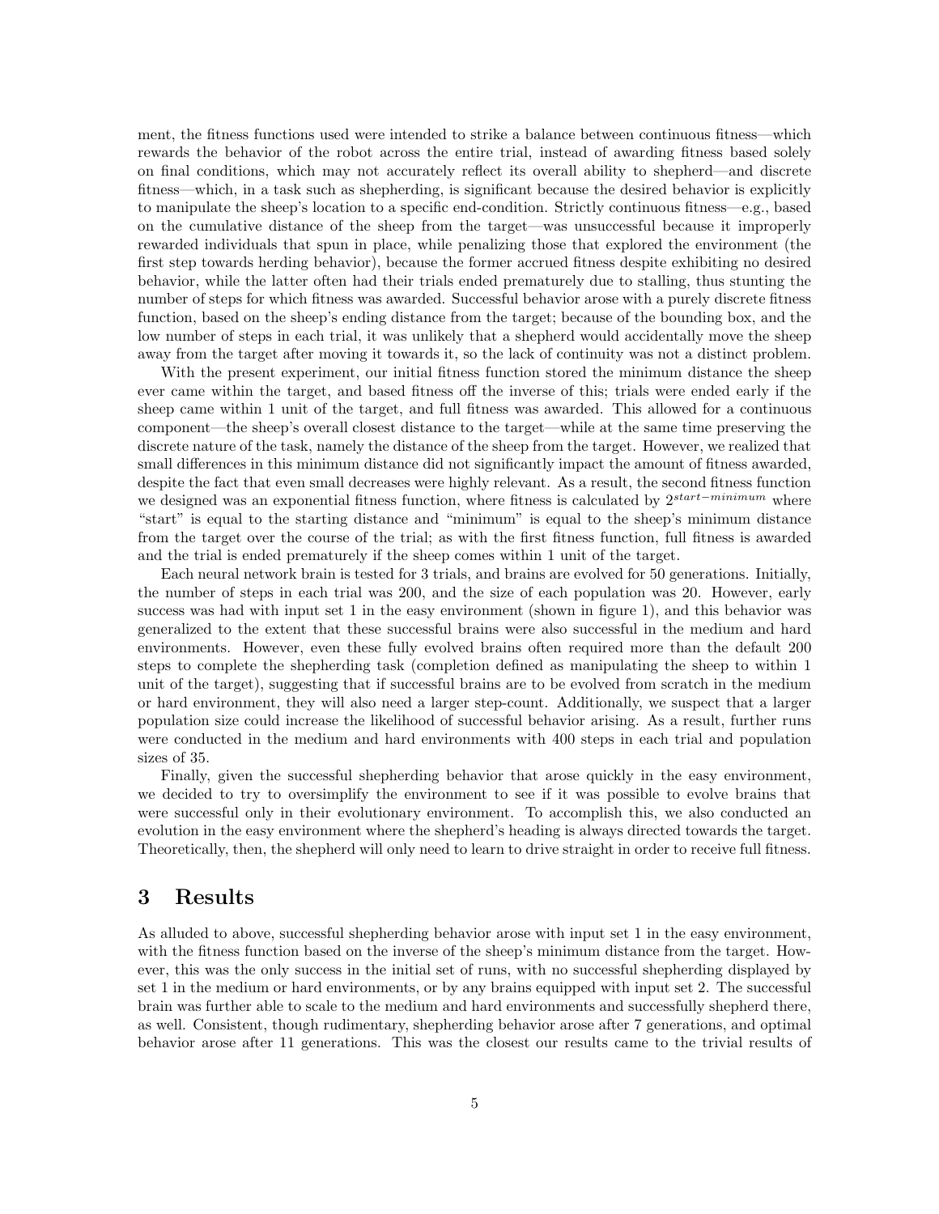ment, the fitness functions used were intended to strike a balance between continuous fitness—which rewards the behavior of the robot across the entire trial, instead of awarding fitness based solely on final conditions, which may not accurately reflect its overall ability to shepherd—and discrete fitness—which, in a task such as shepherding, is significant because the desired behavior is explicitly to manipulate the sheep's location to a specific end-condition. Strictly continuous fitness—e.g., based on the cumulative distance of the sheep from the target—was unsuccessful because it improperly rewarded individuals that spun in place, while penalizing those that explored the environment (the first step towards herding behavior), because the former accrued fitness despite exhibiting no desired behavior, while the latter often had their trials ended prematurely due to stalling, thus stunting the number of steps for which fitness was awarded. Successful behavior arose with a purely discrete fitness function, based on the sheep's ending distance from the target; because of the bounding box, and the low number of steps in each trial, it was unlikely that a shepherd would accidentally move the sheep away from the target after moving it towards it, so the lack of continuity was not a distinct problem.

With the present experiment, our initial fitness function stored the minimum distance the sheep ever came within the target, and based fitness off the inverse of this; trials were ended early if the sheep came within 1 unit of the target, and full fitness was awarded. This allowed for a continuous component—the sheep's overall closest distance to the target—while at the same time preserving the discrete nature of the task, namely the distance of the sheep from the target. However, we realized that small differences in this minimum distance did not significantly impact the amount of fitness awarded, despite the fact that even small decreases were highly relevant. As a result, the second fitness function we designed was an exponential fitness function, where fitness is calculated by $2^{start-minimum}$ where "start" is equal to the starting distance and "minimum" is equal to the sheep's minimum distance from the target over the course of the trial; as with the first fitness function, full fitness is awarded and the trial is ended prematurely if the sheep comes within 1 unit of the target.

Each neural network brain is tested for 3 trials, and brains are evolved for 50 generations. Initially, the number of steps in each trial was 200, and the size of each population was 20. However, early success was had with input set 1 in the easy environment (shown in figure 1), and this behavior was generalized to the extent that these successful brains were also successful in the medium and hard environments. However, even these fully evolved brains often required more than the default 200 steps to complete the shepherding task (completion defined as manipulating the sheep to within 1 unit of the target), suggesting that if successful brains are to be evolved from scratch in the medium or hard environment, they will also need a larger step-count. Additionally, we suspect that a larger population size could increase the likelihood of successful behavior arising. As a result, further runs were conducted in the medium and hard environments with 400 steps in each trial and population sizes of 35.

Finally, given the successful shepherding behavior that arose quickly in the easy environment, we decided to try to oversimplify the environment to see if it was possible to evolve brains that were successful only in their evolutionary environment. To accomplish this, we also conducted an evolution in the easy environment where the shepherd's heading is always directed towards the target. Theoretically, then, the shepherd will only need to learn to drive straight in order to receive full fitness.

## 3 Results

As alluded to above, successful shepherding behavior arose with input set 1 in the easy environment, with the fitness function based on the inverse of the sheep's minimum distance from the target. However, this was the only success in the initial set of runs, with no successful shepherding displayed by set 1 in the medium or hard environments, or by any brains equipped with input set 2. The successful brain was further able to scale to the medium and hard environments and successfully shepherd there, as well. Consistent, though rudimentary, shepherding behavior arose after 7 generations, and optimal behavior arose after 11 generations. This was the closest our results came to the trivial results of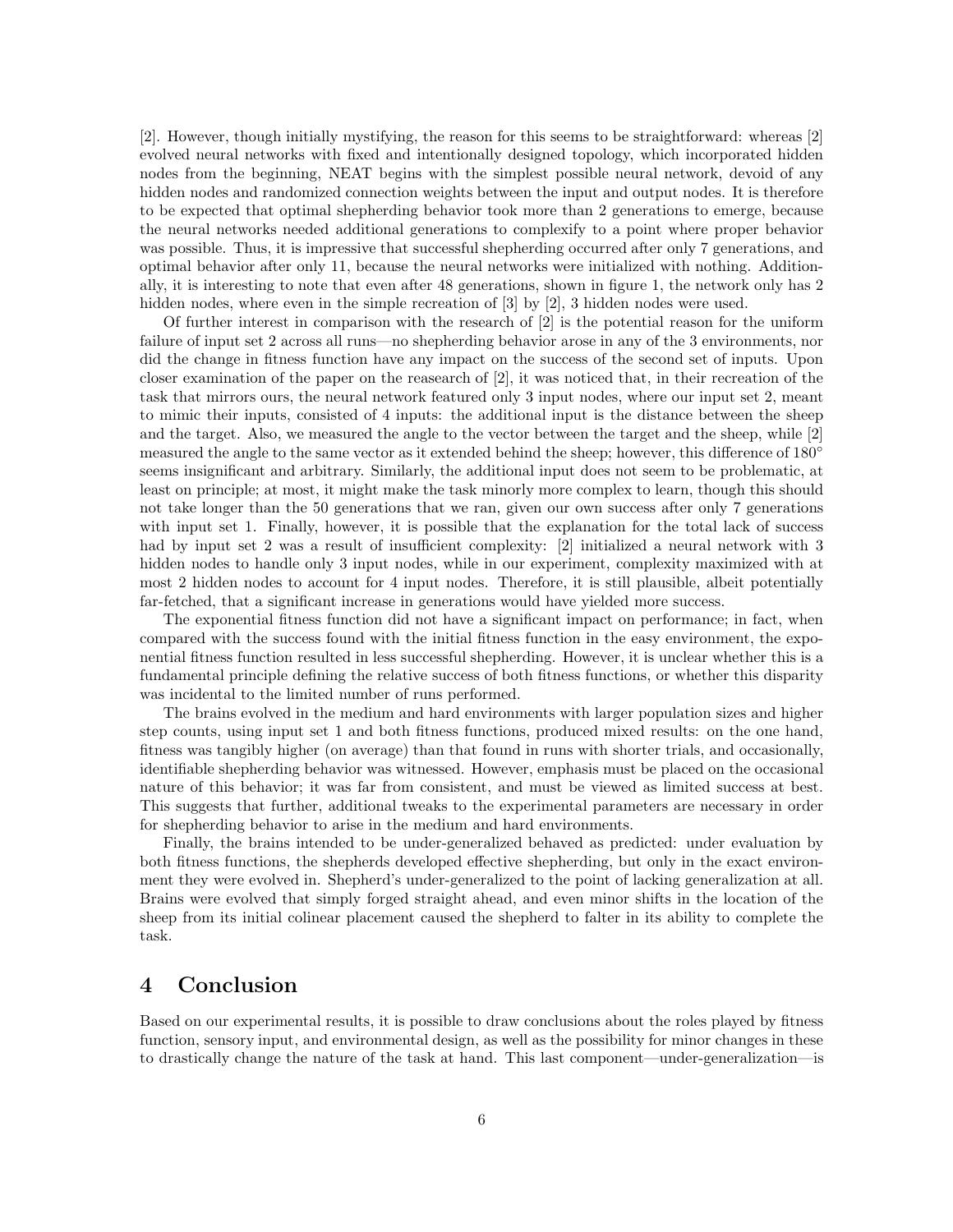[2]. However, though initially mystifying, the reason for this seems to be straightforward: whereas [2] evolved neural networks with fixed and intentionally designed topology, which incorporated hidden nodes from the beginning, NEAT begins with the simplest possible neural network, devoid of any hidden nodes and randomized connection weights between the input and output nodes. It is therefore to be expected that optimal shepherding behavior took more than 2 generations to emerge, because the neural networks needed additional generations to complexify to a point where proper behavior was possible. Thus, it is impressive that successful shepherding occurred after only 7 generations, and optimal behavior after only 11, because the neural networks were initialized with nothing. Additionally, it is interesting to note that even after 48 generations, shown in figure 1, the network only has 2 hidden nodes, where even in the simple recreation of [3] by [2], 3 hidden nodes were used.

Of further interest in comparison with the research of [2] is the potential reason for the uniform failure of input set 2 across all runs—no shepherding behavior arose in any of the 3 environments, nor did the change in fitness function have any impact on the success of the second set of inputs. Upon closer examination of the paper on the reasearch of [2], it was noticed that, in their recreation of the task that mirrors ours, the neural network featured only 3 input nodes, where our input set 2, meant to mimic their inputs, consisted of 4 inputs: the additional input is the distance between the sheep and the target. Also, we measured the angle to the vector between the target and the sheep, while [2] measured the angle to the same vector as it extended behind the sheep; however, this difference of 180° seems insignificant and arbitrary. Similarly, the additional input does not seem to be problematic, at least on principle; at most, it might make the task minorly more complex to learn, though this should not take longer than the 50 generations that we ran, given our own success after only 7 generations with input set 1. Finally, however, it is possible that the explanation for the total lack of success had by input set 2 was a result of insufficient complexity: [2] initialized a neural network with 3 hidden nodes to handle only 3 input nodes, while in our experiment, complexity maximized with at most 2 hidden nodes to account for 4 input nodes. Therefore, it is still plausible, albeit potentially far-fetched, that a significant increase in generations would have yielded more success.

The exponential fitness function did not have a significant impact on performance; in fact, when compared with the success found with the initial fitness function in the easy environment, the exponential fitness function resulted in less successful shepherding. However, it is unclear whether this is a fundamental principle defining the relative success of both fitness functions, or whether this disparity was incidental to the limited number of runs performed.

The brains evolved in the medium and hard environments with larger population sizes and higher step counts, using input set 1 and both fitness functions, produced mixed results: on the one hand, fitness was tangibly higher (on average) than that found in runs with shorter trials, and occasionally, identifiable shepherding behavior was witnessed. However, emphasis must be placed on the occasional nature of this behavior; it was far from consistent, and must be viewed as limited success at best. This suggests that further, additional tweaks to the experimental parameters are necessary in order for shepherding behavior to arise in the medium and hard environments.

Finally, the brains intended to be under-generalized behaved as predicted: under evaluation by both fitness functions, the shepherds developed effective shepherding, but only in the exact environment they were evolved in. Shepherd's under-generalized to the point of lacking generalization at all. Brains were evolved that simply forged straight ahead, and even minor shifts in the location of the sheep from its initial colinear placement caused the shepherd to falter in its ability to complete the task.

# 4 Conclusion

Based on our experimental results, it is possible to draw conclusions about the roles played by fitness function, sensory input, and environmental design, as well as the possibility for minor changes in these to drastically change the nature of the task at hand. This last component—under-generalization—is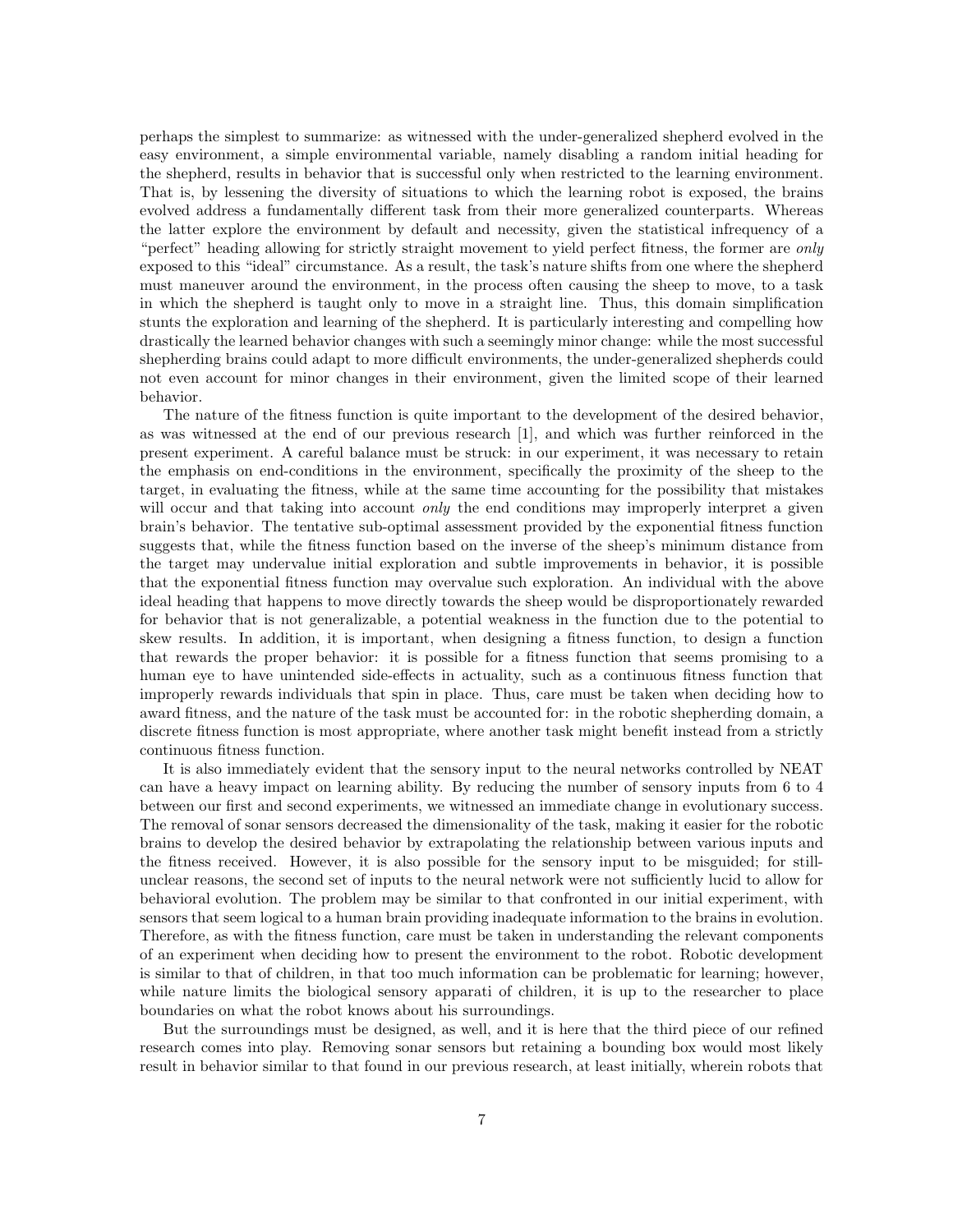perhaps the simplest to summarize: as witnessed with the under-generalized shepherd evolved in the easy environment, a simple environmental variable, namely disabling a random initial heading for the shepherd, results in behavior that is successful only when restricted to the learning environment. That is, by lessening the diversity of situations to which the learning robot is exposed, the brains evolved address a fundamentally different task from their more generalized counterparts. Whereas the latter explore the environment by default and necessity, given the statistical infrequency of a "perfect" heading allowing for strictly straight movement to yield perfect fitness, the former are *only* exposed to this "ideal" circumstance. As a result, the task's nature shifts from one where the shepherd must maneuver around the environment, in the process often causing the sheep to move, to a task in which the shepherd is taught only to move in a straight line. Thus, this domain simplification stunts the exploration and learning of the shepherd. It is particularly interesting and compelling how drastically the learned behavior changes with such a seemingly minor change: while the most successful shepherding brains could adapt to more difficult environments, the under-generalized shepherds could not even account for minor changes in their environment, given the limited scope of their learned behavior.

The nature of the fitness function is quite important to the development of the desired behavior, as was witnessed at the end of our previous research [1], and which was further reinforced in the present experiment. A careful balance must be struck: in our experiment, it was necessary to retain the emphasis on end-conditions in the environment, specifically the proximity of the sheep to the target, in evaluating the fitness, while at the same time accounting for the possibility that mistakes will occur and that taking into account *only* the end conditions may improperly interpret a given brain's behavior. The tentative sub-optimal assessment provided by the exponential fitness function suggests that, while the fitness function based on the inverse of the sheep's minimum distance from the target may undervalue initial exploration and subtle improvements in behavior, it is possible that the exponential fitness function may overvalue such exploration. An individual with the above ideal heading that happens to move directly towards the sheep would be disproportionately rewarded for behavior that is not generalizable, a potential weakness in the function due to the potential to skew results. In addition, it is important, when designing a fitness function, to design a function that rewards the proper behavior: it is possible for a fitness function that seems promising to a human eye to have unintended side-effects in actuality, such as a continuous fitness function that improperly rewards individuals that spin in place. Thus, care must be taken when deciding how to award fitness, and the nature of the task must be accounted for: in the robotic shepherding domain, a discrete fitness function is most appropriate, where another task might benefit instead from a strictly continuous fitness function.

It is also immediately evident that the sensory input to the neural networks controlled by NEAT can have a heavy impact on learning ability. By reducing the number of sensory inputs from 6 to 4 between our first and second experiments, we witnessed an immediate change in evolutionary success. The removal of sonar sensors decreased the dimensionality of the task, making it easier for the robotic brains to develop the desired behavior by extrapolating the relationship between various inputs and the fitness received. However, it is also possible for the sensory input to be misguided; for still-unclear reasons, the second set of inputs to the neural network were not sufficiently lucid to allow for behavioral evolution. The problem may be similar to that confronted in our initial experiment, with sensors that seem logical to a human brain providing inadequate information to the brains in evolution. Therefore, as with the fitness function, care must be taken in understanding the relevant components of an experiment when deciding how to present the environment to the robot. Robotic development is similar to that of children, in that too much information can be problematic for learning; however, while nature limits the biological sensory apparati of children, it is up to the researcher to place boundaries on what the robot knows about his surroundings.

But the surroundings must be designed, as well, and it is here that the third piece of our refined research comes into play. Removing sonar sensors but retaining a bounding box would most likely result in behavior similar to that found in our previous research, at least initially, wherein robots that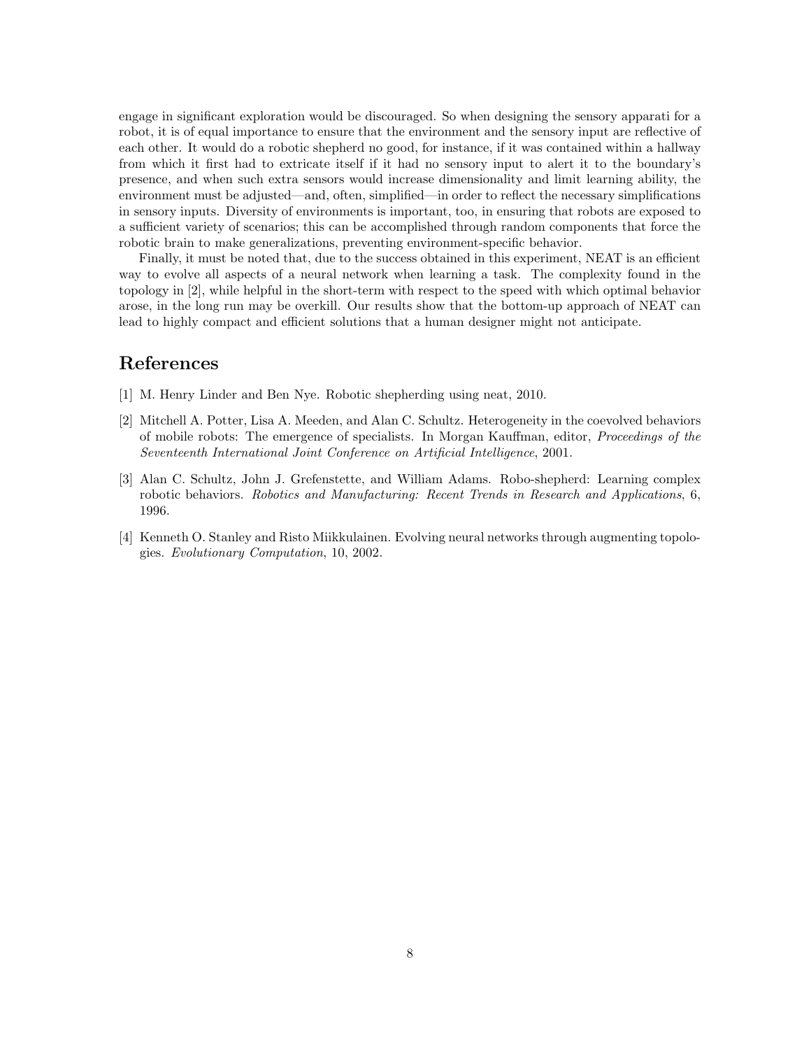engage in significant exploration would be discouraged. So when designing the sensory apparati for a robot, it is of equal importance to ensure that the environment and the sensory input are reflective of each other. It would do a robotic shepherd no good, for instance, if it was contained within a hallway from which it first had to extricate itself if it had no sensory input to alert it to the boundary's presence, and when such extra sensors would increase dimensionality and limit learning ability, the environment must be adjusted—and, often, simplified—in order to reflect the necessary simplifications in sensory inputs. Diversity of environments is important, too, in ensuring that robots are exposed to a sufficient variety of scenarios; this can be accomplished through random components that force the robotic brain to make generalizations, preventing environment-specific behavior.

Finally, it must be noted that, due to the success obtained in this experiment, NEAT is an efficient way to evolve all aspects of a neural network when learning a task. The complexity found in the topology in [2], while helpful in the short-term with respect to the speed with which optimal behavior arose, in the long run may be overkill. Our results show that the bottom-up approach of NEAT can lead to highly compact and efficient solutions that a human designer might not anticipate.

## References

[1] M. Henry Linder and Ben Nye. Robotic shepherding using neat, 2010.

[2] Mitchell A. Potter, Lisa A. Meeden, and Alan C. Schultz. Heterogeneity in the coevolved behaviors of mobile robots: The emergence of specialists. In Morgan Kauffman, editor, *Proceedings of the Seventeenth International Joint Conference on Artificial Intelligence*, 2001.

[3] Alan C. Schultz, John J. Grefenstette, and William Adams. Robo-shepherd: Learning complex robotic behaviors. *Robotics and Manufacturing: Recent Trends in Research and Applications*, 6, 1996.

[4] Kenneth O. Stanley and Risto Miikkulainen. Evolving neural networks through augmenting topologies. *Evolutionary Computation*, 10, 2002.